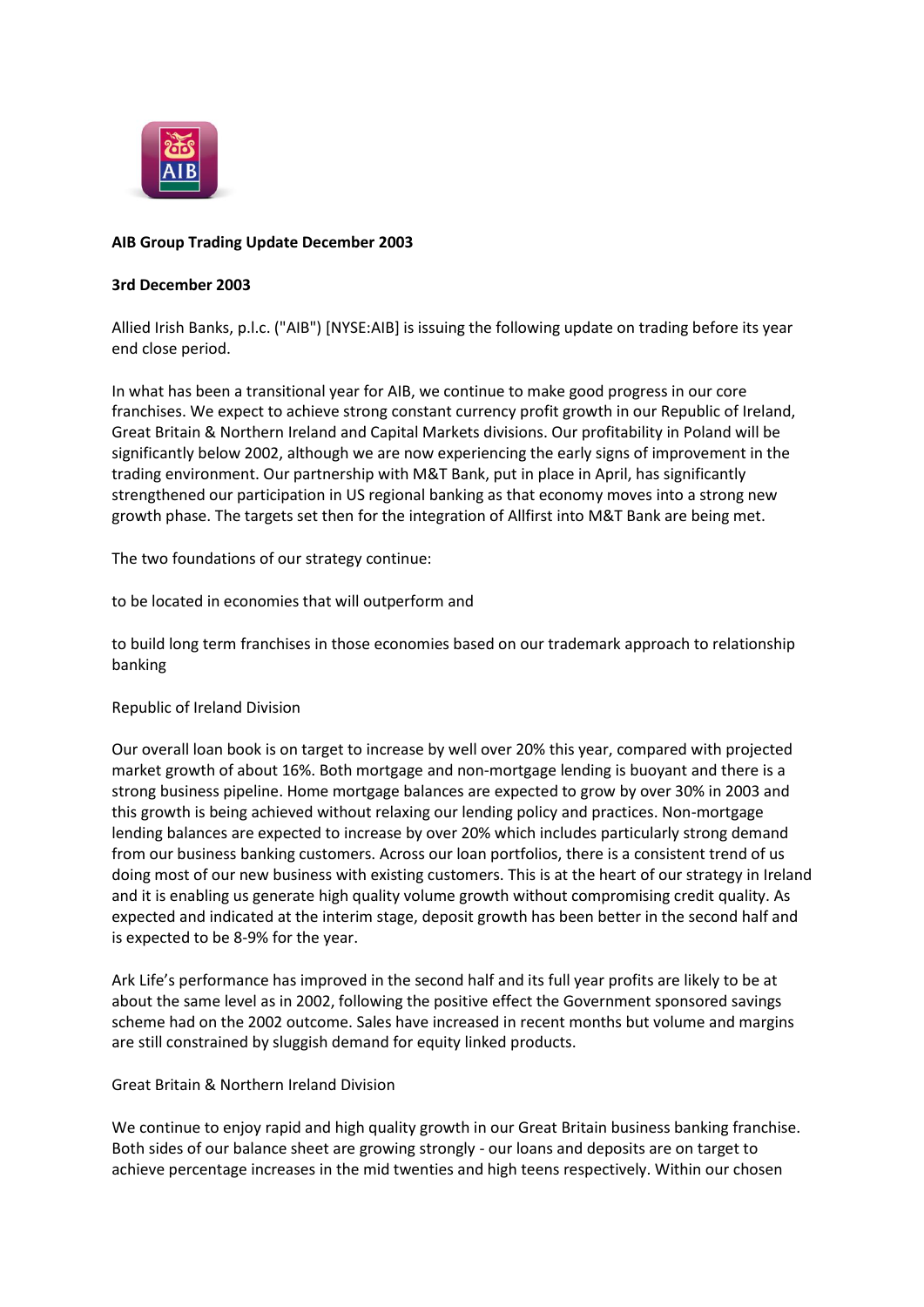**AIB Group Trading Update December 2003**

**3rd December 2003**

Allied Irish Banks, p.l.c. ("AIB") [NYSE:AIB] is issuing the following update on trading before its year end close period.

In what has been a transitional year for AIB, we continue to make good progress in our core franchises. We expect to achieve strong constant currency profit growth in our Republic of Ireland, Great Britain & Northern Ireland and Capital Markets divisions. Our profitability in Poland will be significantly below 2002, although we are now experiencing the early signs of improvement in the trading environment. Our partnership with M&T Bank, put in place in April, has significantly strengthened our participation in US regional banking as that economy moves into a strong new growth phase. The targets set then for the integration of Allfirst into M&T Bank are being met.

The two foundations of our strategy continue:

to be located in economies that will outperform and

to build long term franchises in those economies based on our trademark approach to relationship banking

Republic of Ireland Division

Our overall loan book is on target to increase by well over 20% this year, compared with projected market growth of about 16%. Both mortgage and non-mortgage lending is buoyant and there is a strong business pipeline. Home mortgage balances are expected to grow by over 30% in 2003 and this growth is being achieved without relaxing our lending policy and practices. Non-mortgage lending balances are expected to increase by over 20% which includes particularly strong demand from our business banking customers. Across our loan portfolios, there is a consistent trend of us doing most of our new business with existing customers. This is at the heart of our strategy in Ireland and it is enabling us generate high quality volume growth without compromising credit quality. As expected and indicated at the interim stage, deposit growth has been better in the second half and is expected to be 8-9% for the year.

Ark Life's performance has improved in the second half and its full year profits are likely to be at about the same level as in 2002, following the positive effect the Government sponsored savings scheme had on the 2002 outcome. Sales have increased in recent months but volume and margins are still constrained by sluggish demand for equity linked products.

Great Britain & Northern Ireland Division

We continue to enjoy rapid and high quality growth in our Great Britain business banking franchise. Both sides of our balance sheet are growing strongly - our loans and deposits are on target to achieve percentage increases in the mid twenties and high teens respectively. Within our chosen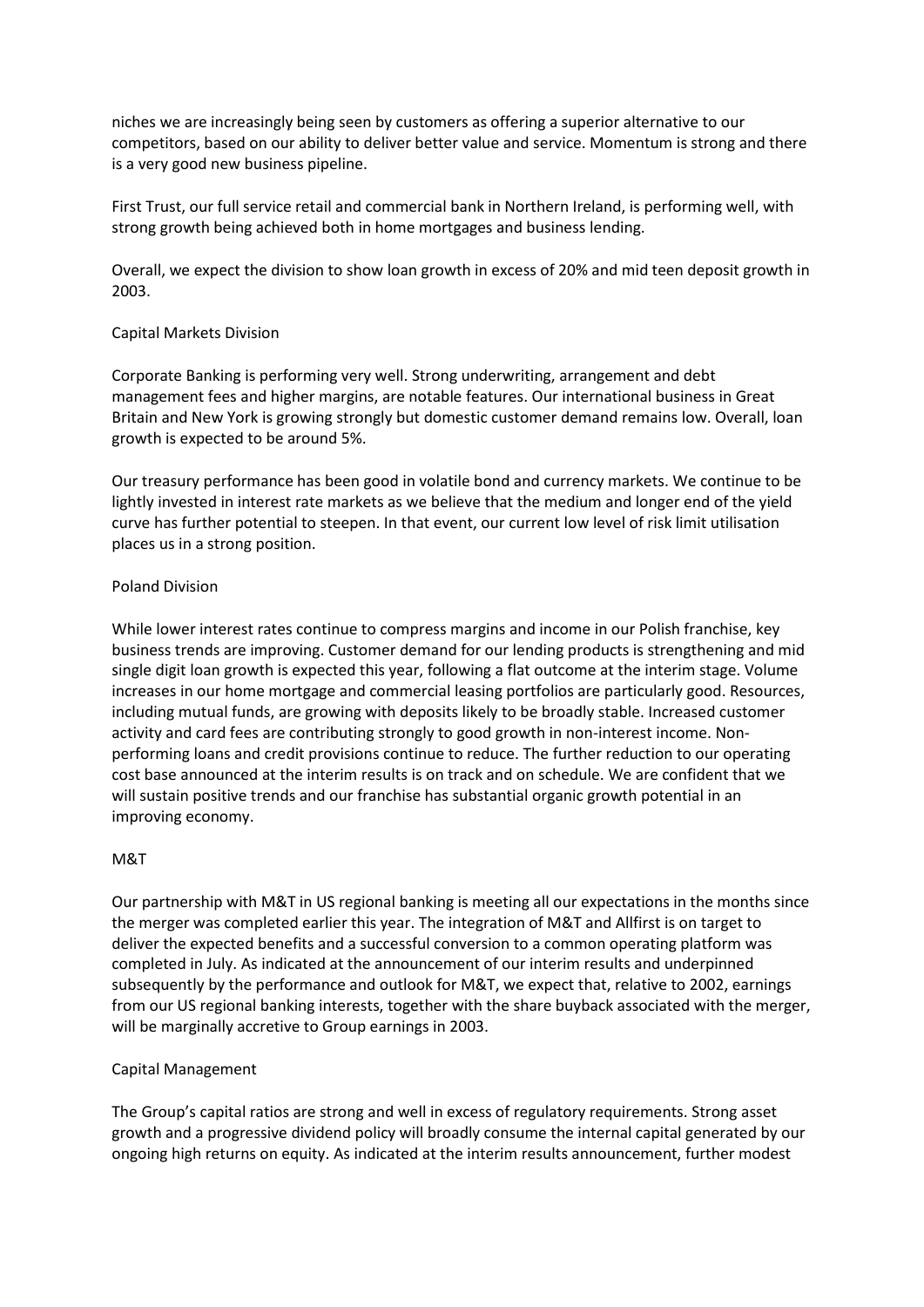niches we are increasingly being seen by customers as offering a superior alternative to our competitors, based on our ability to deliver better value and service. Momentum is strong and there is a very good new business pipeline.

First Trust, our full service retail and commercial bank in Northern Ireland, is performing well, with strong growth being achieved both in home mortgages and business lending.

Overall, we expect the division to show loan growth in excess of 20% and mid teen deposit growth in 2003.

## Capital Markets Division

Corporate Banking is performing very well. Strong underwriting, arrangement and debt management fees and higher margins, are notable features. Our international business in Great Britain and New York is growing strongly but domestic customer demand remains low. Overall, loan growth is expected to be around 5%.

Our treasury performance has been good in volatile bond and currency markets. We continue to be lightly invested in interest rate markets as we believe that the medium and longer end of the yield curve has further potential to steepen. In that event, our current low level of risk limit utilisation places us in a strong position.

## Poland Division

While lower interest rates continue to compress margins and income in our Polish franchise, key business trends are improving. Customer demand for our lending products is strengthening and mid single digit loan growth is expected this year, following a flat outcome at the interim stage. Volume increases in our home mortgage and commercial leasing portfolios are particularly good. Resources, including mutual funds, are growing with deposits likely to be broadly stable. Increased customer activity and card fees are contributing strongly to good growth in non-interest income. Non-performing loans and credit provisions continue to reduce. The further reduction to our operating cost base announced at the interim results is on track and on schedule. We are confident that we will sustain positive trends and our franchise has substantial organic growth potential in an improving economy.

## M&T

Our partnership with M&T in US regional banking is meeting all our expectations in the months since the merger was completed earlier this year. The integration of M&T and Allfirst is on target to deliver the expected benefits and a successful conversion to a common operating platform was completed in July. As indicated at the announcement of our interim results and underpinned subsequently by the performance and outlook for M&T, we expect that, relative to 2002, earnings from our US regional banking interests, together with the share buyback associated with the merger, will be marginally accretive to Group earnings in 2003.

## Capital Management

The Group's capital ratios are strong and well in excess of regulatory requirements. Strong asset growth and a progressive dividend policy will broadly consume the internal capital generated by our ongoing high returns on equity. As indicated at the interim results announcement, further modest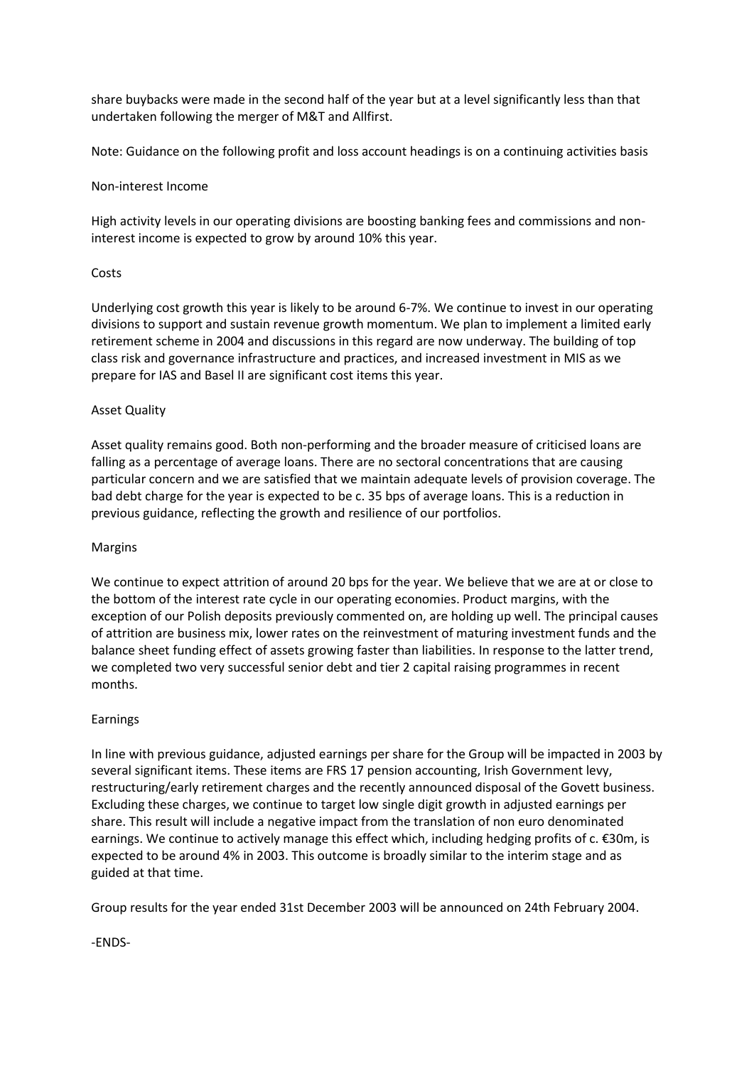share buybacks were made in the second half of the year but at a level significantly less than that undertaken following the merger of M&T and Allfirst.

Note: Guidance on the following profit and loss account headings is on a continuing activities basis

## Non-interest Income

High activity levels in our operating divisions are boosting banking fees and commissions and non-interest income is expected to grow by around 10% this year.

## Costs

Underlying cost growth this year is likely to be around 6-7%. We continue to invest in our operating divisions to support and sustain revenue growth momentum. We plan to implement a limited early retirement scheme in 2004 and discussions in this regard are now underway. The building of top class risk and governance infrastructure and practices, and increased investment in MIS as we prepare for IAS and Basel II are significant cost items this year.

## Asset Quality

Asset quality remains good. Both non-performing and the broader measure of criticised loans are falling as a percentage of average loans. There are no sectoral concentrations that are causing particular concern and we are satisfied that we maintain adequate levels of provision coverage. The bad debt charge for the year is expected to be c. 35 bps of average loans. This is a reduction in previous guidance, reflecting the growth and resilience of our portfolios.

## Margins

We continue to expect attrition of around 20 bps for the year. We believe that we are at or close to the bottom of the interest rate cycle in our operating economies. Product margins, with the exception of our Polish deposits previously commented on, are holding up well. The principal causes of attrition are business mix, lower rates on the reinvestment of maturing investment funds and the balance sheet funding effect of assets growing faster than liabilities. In response to the latter trend, we completed two very successful senior debt and tier 2 capital raising programmes in recent months.

## Earnings

In line with previous guidance, adjusted earnings per share for the Group will be impacted in 2003 by several significant items. These items are FRS 17 pension accounting, Irish Government levy, restructuring/early retirement charges and the recently announced disposal of the Govett business. Excluding these charges, we continue to target low single digit growth in adjusted earnings per share. This result will include a negative impact from the translation of non euro denominated earnings. We continue to actively manage this effect which, including hedging profits of c. €30m, is expected to be around 4% in 2003. This outcome is broadly similar to the interim stage and as guided at that time.

Group results for the year ended 31st December 2003 will be announced on 24th February 2004.

-ENDS-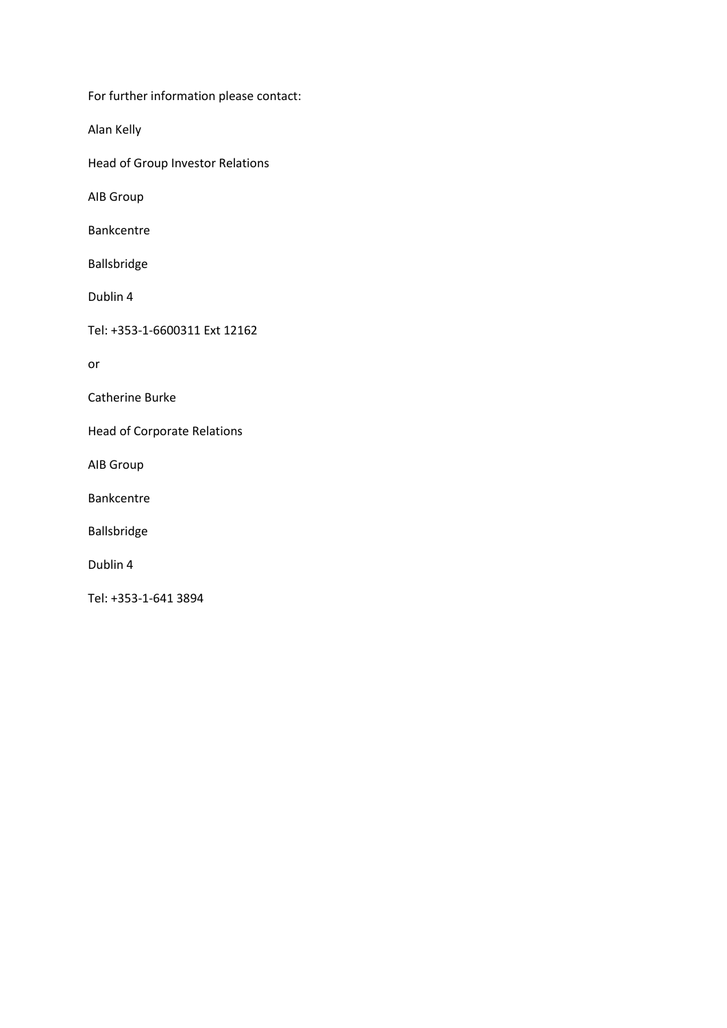For further information please contact:

Alan Kelly

Head of Group Investor Relations

AIB Group

Bankcentre

Ballsbridge

Dublin 4

Tel: +353-1-6600311 Ext 12162

or

Catherine Burke

Head of Corporate Relations

AIB Group

Bankcentre

Ballsbridge

Dublin 4

Tel: +353-1-641 3894